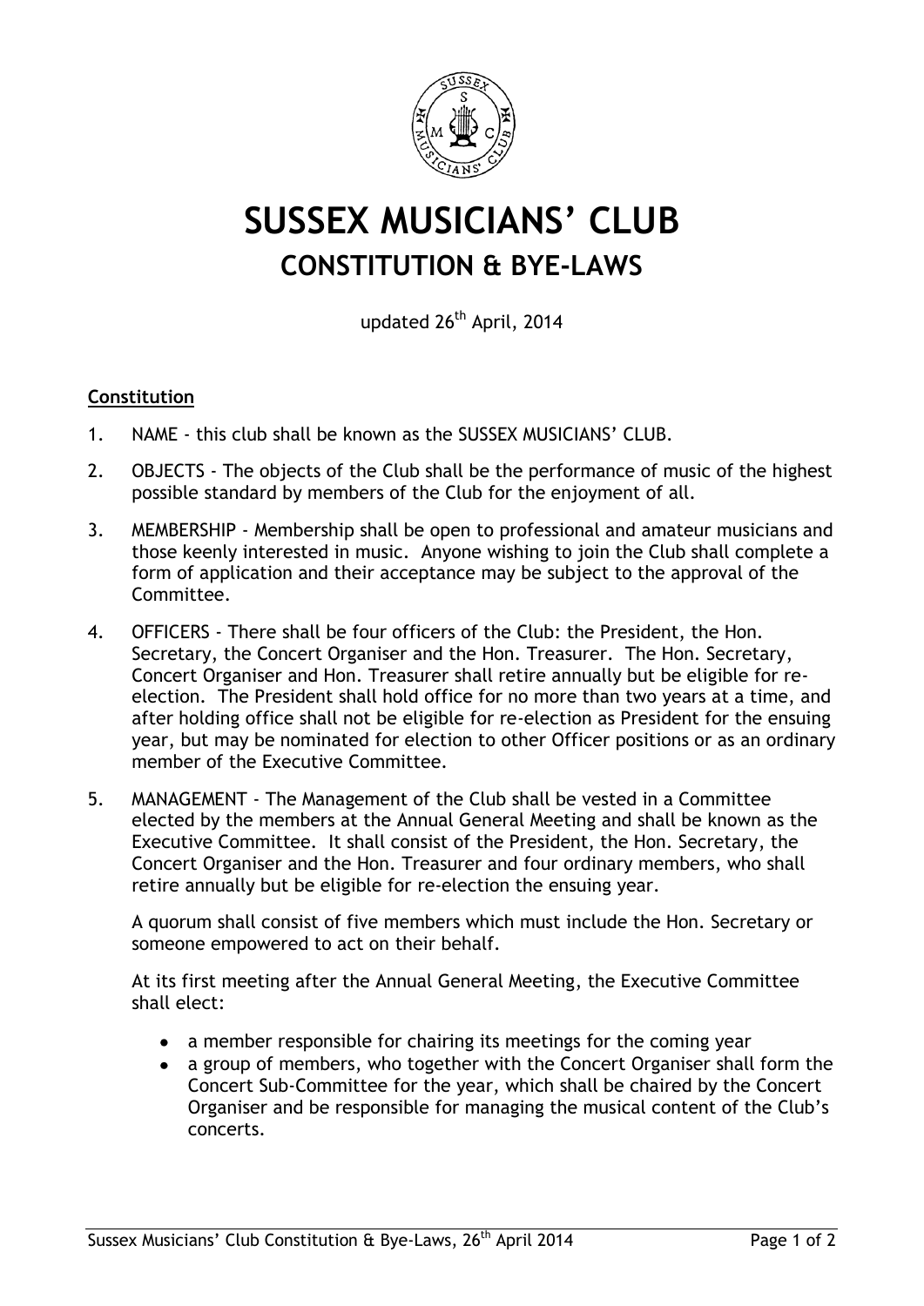# SUSSEX MUSICIANS' CLUB

## CONSTITUTION & BYE-LAWS

updated 26th April, 2014

**Constitution**

1. NAME - this club shall be known as the SUSSEX MUSICIANS' CLUB.
2. OBJECTS - The objects of the Club shall be the performance of music of the highest possible standard by members of the Club for the enjoyment of all.
3. MEMBERSHIP - Membership shall be open to professional and amateur musicians and those keenly interested in music. Anyone wishing to join the Club shall complete a form of application and their acceptance may be subject to the approval of the Committee.
4. OFFICERS - There shall be four officers of the Club: the President, the Hon. Secretary, the Concert Organiser and the Hon. Treasurer. The Hon. Secretary, Concert Organiser and Hon. Treasurer shall retire annually but be eligible for re-election. The President shall hold office for no more than two years at a time, and after holding office shall not be eligible for re-election as President for the ensuing year, but may be nominated for election to other Officer positions or as an ordinary member of the Executive Committee.
5. MANAGEMENT - The Management of the Club shall be vested in a Committee elected by the members at the Annual General Meeting and shall be known as the Executive Committee. It shall consist of the President, the Hon. Secretary, the Concert Organiser and the Hon. Treasurer and four ordinary members, who shall retire annually but be eligible for re-election the ensuing year.

   A quorum shall consist of five members which must include the Hon. Secretary or someone empowered to act on their behalf.

   At its first meeting after the Annual General Meeting, the Executive Committee shall elect:

   - a member responsible for chairing its meetings for the coming year
   - a group of members, who together with the Concert Organiser shall form the Concert Sub-Committee for the year, which shall be chaired by the Concert Organiser and be responsible for managing the musical content of the Club's concerts.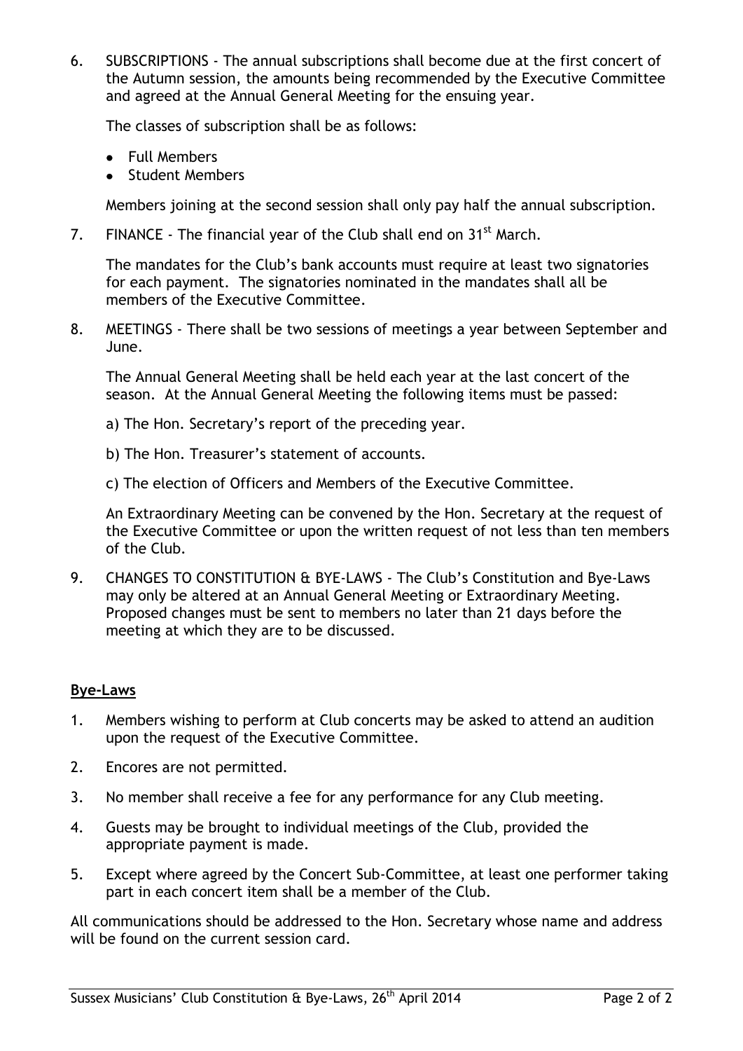6. SUBSCRIPTIONS - The annual subscriptions shall become due at the first concert of the Autumn session, the amounts being recommended by the Executive Committee and agreed at the Annual General Meeting for the ensuing year.

   The classes of subscription shall be as follows:

   - Full Members
   - Student Members

   Members joining at the second session shall only pay half the annual subscription.

7. FINANCE - The financial year of the Club shall end on 31st March.

   The mandates for the Club's bank accounts must require at least two signatories for each payment. The signatories nominated in the mandates shall all be members of the Executive Committee.

8. MEETINGS - There shall be two sessions of meetings a year between September and June.

   The Annual General Meeting shall be held each year at the last concert of the season. At the Annual General Meeting the following items must be passed:

   a) The Hon. Secretary's report of the preceding year.

   b) The Hon. Treasurer's statement of accounts.

   c) The election of Officers and Members of the Executive Committee.

   An Extraordinary Meeting can be convened by the Hon. Secretary at the request of the Executive Committee or upon the written request of not less than ten members of the Club.

9. CHANGES TO CONSTITUTION & BYE-LAWS - The Club's Constitution and Bye-Laws may only be altered at an Annual General Meeting or Extraordinary Meeting. Proposed changes must be sent to members no later than 21 days before the meeting at which they are to be discussed.

## Bye-Laws

1. Members wishing to perform at Club concerts may be asked to attend an audition upon the request of the Executive Committee.
2. Encores are not permitted.
3. No member shall receive a fee for any performance for any Club meeting.
4. Guests may be brought to individual meetings of the Club, provided the appropriate payment is made.
5. Except where agreed by the Concert Sub-Committee, at least one performer taking part in each concert item shall be a member of the Club.

All communications should be addressed to the Hon. Secretary whose name and address will be found on the current session card.